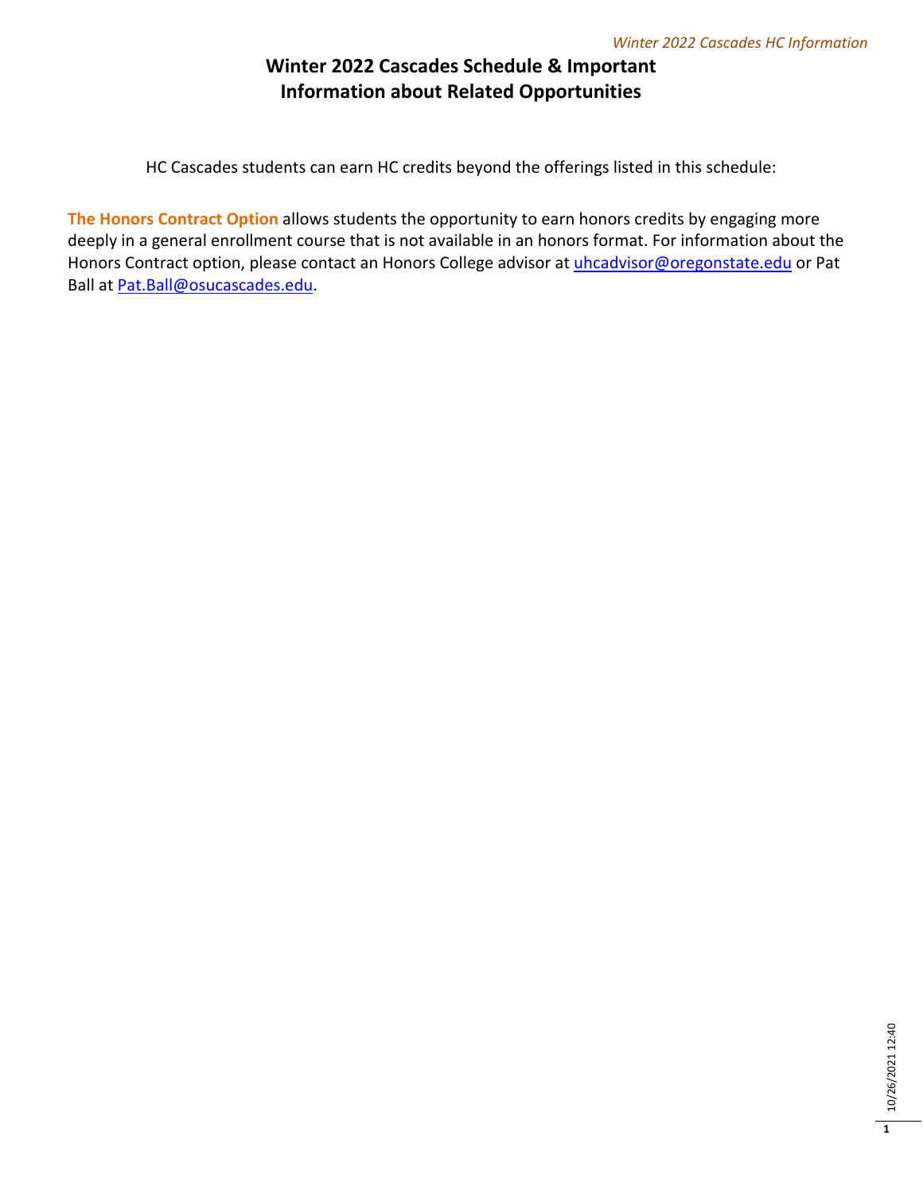# Winter 2022 Cascades Schedule & Important Information about Related Opportunities

HC Cascades students can earn HC credits beyond the offerings listed in this schedule:

**The Honors Contract Option** allows students the opportunity to earn honors credits by engaging more deeply in a general enrollment course that is not available in an honors format. For information about the Honors Contract option, please contact an Honors College advisor at uhcadvisor@oregonstate.edu or Pat Ball at Pat.Ball@osucascades.edu.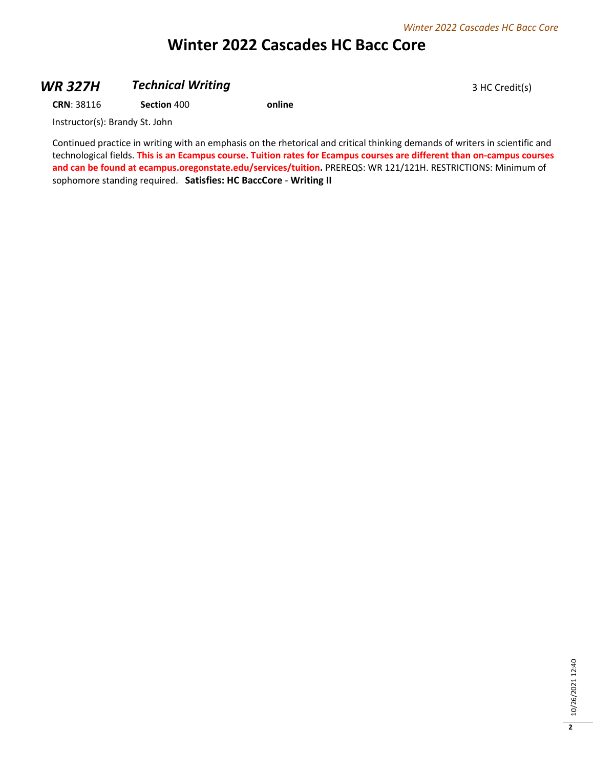# Winter 2022 Cascades HC Bacc Core

## *WR 327H* *Technical Writing*

3 HC Credit(s)

**CRN**: 38116 **Section** 400 **online**

Instructor(s): Brandy St. John

Continued practice in writing with an emphasis on the rhetorical and critical thinking demands of writers in scientific and technological fields. **This is an Ecampus course. Tuition rates for Ecampus courses are different than on-campus courses and can be found at ecampus.oregonstate.edu/services/tuition.** PREREQS: WR 121/121H. RESTRICTIONS: Minimum of sophomore standing required. **Satisfies: HC BaccCore** - **Writing II**

10/26/2021 12:40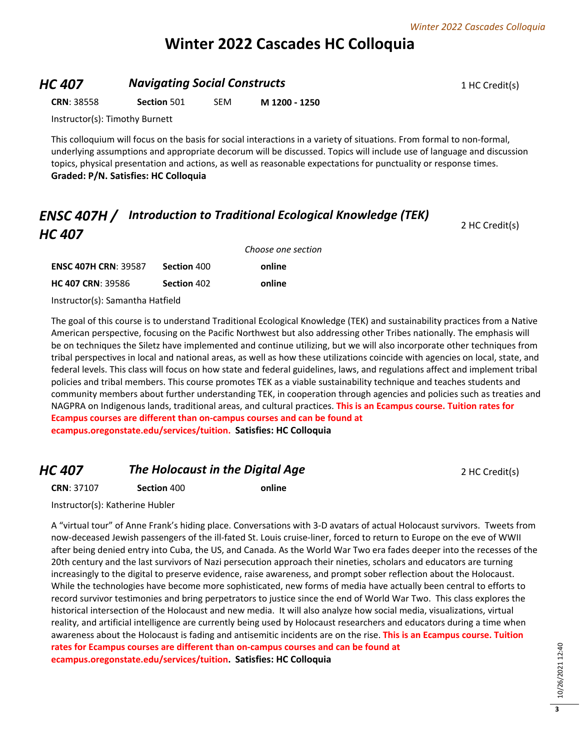# Winter 2022 Cascades HC Colloquia

## HC 407 — *Navigating Social Constructs*

1 HC Credit(s)

**CRN**: 38558 | **Section** 501 | SEM | **M 1200 - 1250**

Instructor(s): Timothy Burnett

This colloquium will focus on the basis for social interactions in a variety of situations. From formal to non-formal, underlying assumptions and appropriate decorum will be discussed. Topics will include use of language and discussion topics, physical presentation and actions, as well as reasonable expectations for punctuality or response times.
**Graded: P/N. Satisfies: HC Colloquia**

## ENSC 407H / HC 407 — *Introduction to Traditional Ecological Knowledge (TEK)*

2 HC Credit(s)

*Choose one section*

| | | |
|---|---|---|
| **ENSC 407H CRN**: 39587 | **Section** 400 | **online** |
| **HC 407 CRN**: 39586 | **Section** 402 | **online** |

Instructor(s): Samantha Hatfield

The goal of this course is to understand Traditional Ecological Knowledge (TEK) and sustainability practices from a Native American perspective, focusing on the Pacific Northwest but also addressing other Tribes nationally. The emphasis will be on techniques the Siletz have implemented and continue utilizing, but we will also incorporate other techniques from tribal perspectives in local and national areas, as well as how these utilizations coincide with agencies on local, state, and federal levels. This class will focus on how state and federal guidelines, laws, and regulations affect and implement tribal policies and tribal members. This course promotes TEK as a viable sustainability technique and teaches students and community members about further understanding TEK, in cooperation through agencies and policies such as treaties and NAGPRA on Indigenous lands, traditional areas, and cultural practices. **This is an Ecampus course. Tuition rates for Ecampus courses are different than on-campus courses and can be found at ecampus.oregonstate.edu/services/tuition. Satisfies: HC Colloquia**

## HC 407 — *The Holocaust in the Digital Age*

2 HC Credit(s)

**CRN**: 37107 | **Section** 400 | **online**

Instructor(s): Katherine Hubler

A "virtual tour" of Anne Frank's hiding place. Conversations with 3-D avatars of actual Holocaust survivors. Tweets from now-deceased Jewish passengers of the ill-fated St. Louis cruise-liner, forced to return to Europe on the eve of WWII after being denied entry into Cuba, the US, and Canada. As the World War Two era fades deeper into the recesses of the 20th century and the last survivors of Nazi persecution approach their nineties, scholars and educators are turning increasingly to the digital to preserve evidence, raise awareness, and prompt sober reflection about the Holocaust. While the technologies have become more sophisticated, new forms of media have actually been central to efforts to record survivor testimonies and bring perpetrators to justice since the end of World War Two. This class explores the historical intersection of the Holocaust and new media. It will also analyze how social media, visualizations, virtual reality, and artificial intelligence are currently being used by Holocaust researchers and educators during a time when awareness about the Holocaust is fading and antisemitic incidents are on the rise. **This is an Ecampus course. Tuition rates for Ecampus courses are different than on-campus courses and can be found at ecampus.oregonstate.edu/services/tuition. Satisfies: HC Colloquia**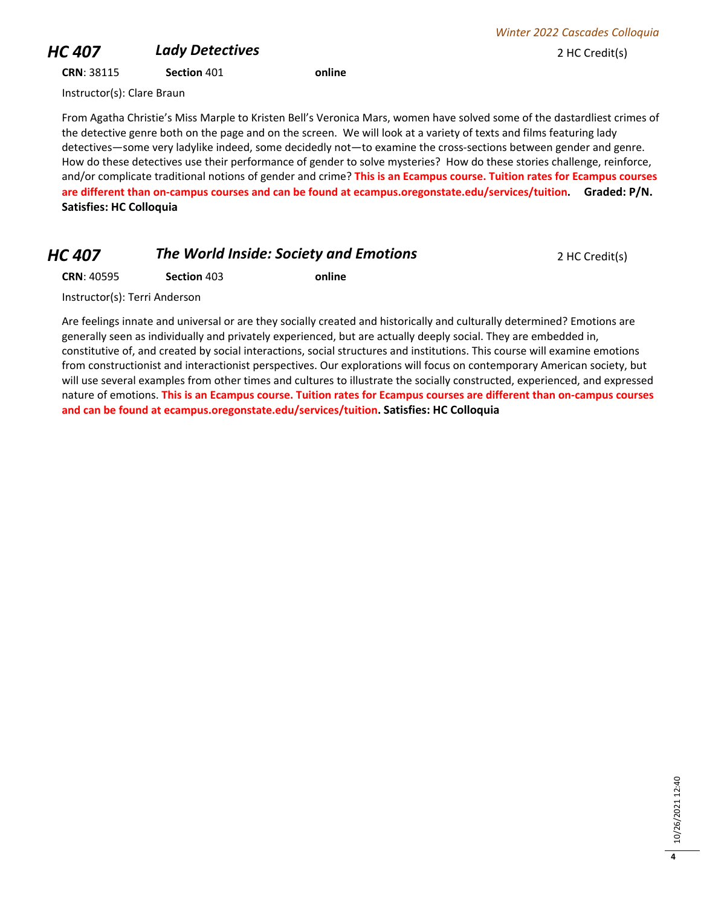## HC 407 *Lady Detectives*

2 HC Credit(s)

**CRN**: 38115 **Section** 401 **online**

Instructor(s): Clare Braun

From Agatha Christie's Miss Marple to Kristen Bell's Veronica Mars, women have solved some of the dastardliest crimes of the detective genre both on the page and on the screen. We will look at a variety of texts and films featuring lady detectives—some very ladylike indeed, some decidedly not—to examine the cross-sections between gender and genre. How do these detectives use their performance of gender to solve mysteries? How do these stories challenge, reinforce, and/or complicate traditional notions of gender and crime? **This is an Ecampus course. Tuition rates for Ecampus courses are different than on-campus courses and can be found at ecampus.oregonstate.edu/services/tuition. Graded: P/N. Satisfies: HC Colloquia**

## HC 407 *The World Inside: Society and Emotions*

2 HC Credit(s)

**CRN**: 40595 **Section** 403 **online**

Instructor(s): Terri Anderson

Are feelings innate and universal or are they socially created and historically and culturally determined? Emotions are generally seen as individually and privately experienced, but are actually deeply social. They are embedded in, constitutive of, and created by social interactions, social structures and institutions. This course will examine emotions from constructionist and interactionist perspectives. Our explorations will focus on contemporary American society, but will use several examples from other times and cultures to illustrate the socially constructed, experienced, and expressed nature of emotions. **This is an Ecampus course. Tuition rates for Ecampus courses are different than on-campus courses and can be found at ecampus.oregonstate.edu/services/tuition. Satisfies: HC Colloquia**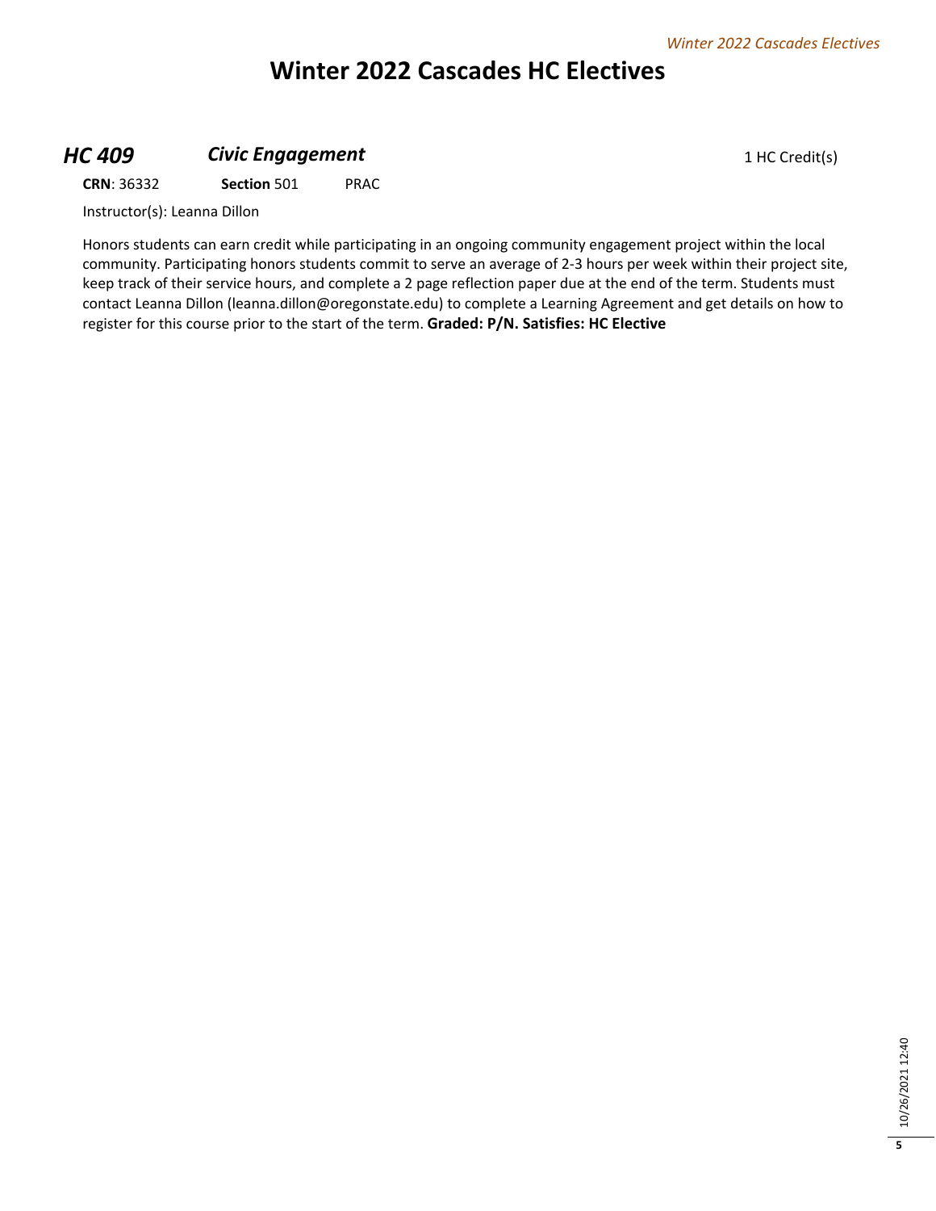# Winter 2022 Cascades HC Electives

## *HC 409* *Civic Engagement*

1 HC Credit(s)

**CRN**: 36332 **Section** 501 PRAC

Instructor(s): Leanna Dillon

Honors students can earn credit while participating in an ongoing community engagement project within the local community. Participating honors students commit to serve an average of 2-3 hours per week within their project site, keep track of their service hours, and complete a 2 page reflection paper due at the end of the term. Students must contact Leanna Dillon (leanna.dillon@oregonstate.edu) to complete a Learning Agreement and get details on how to register for this course prior to the start of the term. **Graded: P/N. Satisfies: HC Elective**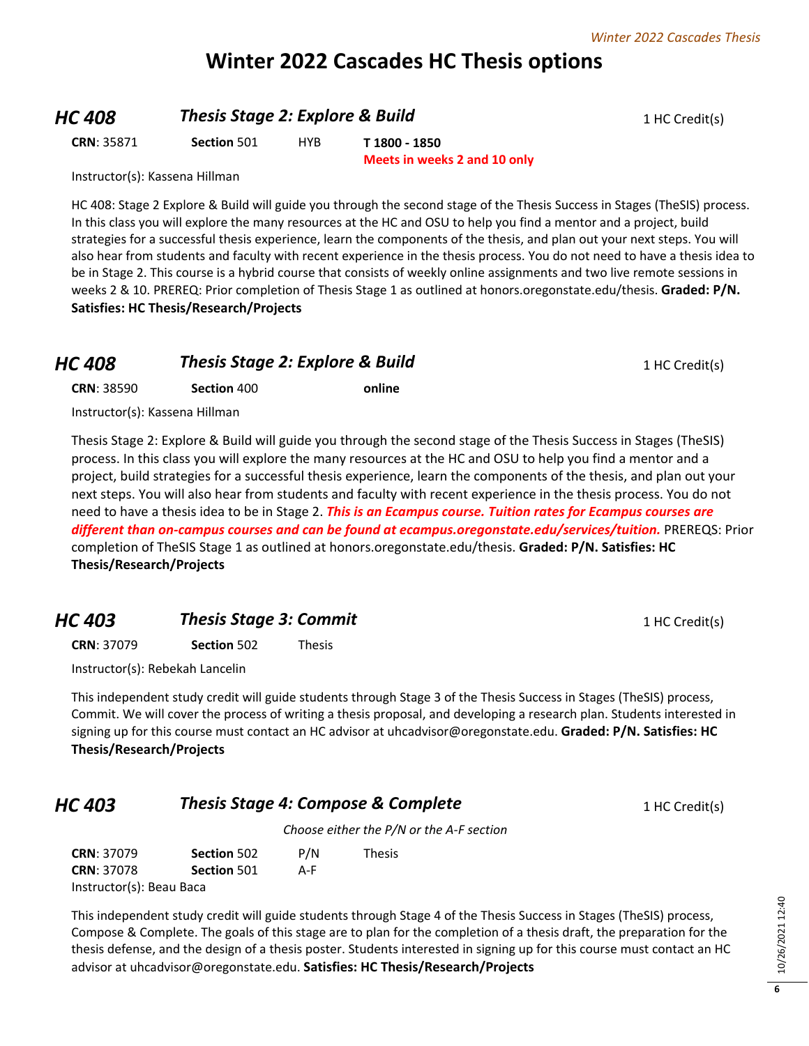# Winter 2022 Cascades HC Thesis options

## HC 408 — *Thesis Stage 2: Explore & Build* — 1 HC Credit(s)

**CRN**: 35871 **Section** 501 HYB **T 1800 - 1850**
**Meets in weeks 2 and 10 only**

Instructor(s): Kassena Hillman

HC 408: Stage 2 Explore & Build will guide you through the second stage of the Thesis Success in Stages (TheSIS) process. In this class you will explore the many resources at the HC and OSU to help you find a mentor and a project, build strategies for a successful thesis experience, learn the components of the thesis, and plan out your next steps. You will also hear from students and faculty with recent experience in the thesis process. You do not need to have a thesis idea to be in Stage 2. This course is a hybrid course that consists of weekly online assignments and two live remote sessions in weeks 2 & 10. PREREQ: Prior completion of Thesis Stage 1 as outlined at honors.oregonstate.edu/thesis. **Graded: P/N. Satisfies: HC Thesis/Research/Projects**

## HC 408 — *Thesis Stage 2: Explore & Build* — 1 HC Credit(s)

**CRN**: 38590 **Section** 400 **online**

Instructor(s): Kassena Hillman

Thesis Stage 2: Explore & Build will guide you through the second stage of the Thesis Success in Stages (TheSIS) process. In this class you will explore the many resources at the HC and OSU to help you find a mentor and a project, build strategies for a successful thesis experience, learn the components of the thesis, and plan out your next steps. You will also hear from students and faculty with recent experience in the thesis process. You do not need to have a thesis idea to be in Stage 2. ***This is an Ecampus course. Tuition rates for Ecampus courses are different than on-campus courses and can be found at ecampus.oregonstate.edu/services/tuition.*** PREREQS: Prior completion of TheSIS Stage 1 as outlined at honors.oregonstate.edu/thesis. **Graded: P/N. Satisfies: HC Thesis/Research/Projects**

## HC 403 — *Thesis Stage 3: Commit* — 1 HC Credit(s)

**CRN**: 37079 **Section** 502 Thesis

Instructor(s): Rebekah Lancelin

This independent study credit will guide students through Stage 3 of the Thesis Success in Stages (TheSIS) process, Commit. We will cover the process of writing a thesis proposal, and developing a research plan. Students interested in signing up for this course must contact an HC advisor at uhcadvisor@oregonstate.edu. **Graded: P/N. Satisfies: HC Thesis/Research/Projects**

## HC 403 — *Thesis Stage 4: Compose & Complete* — 1 HC Credit(s)

*Choose either the P/N or the A-F section*

**CRN**: 37079 **Section** 502 P/N Thesis
**CRN**: 37078 **Section** 501 A-F

Instructor(s): Beau Baca

This independent study credit will guide students through Stage 4 of the Thesis Success in Stages (TheSIS) process, Compose & Complete. The goals of this stage are to plan for the completion of a thesis draft, the preparation for the thesis defense, and the design of a thesis poster. Students interested in signing up for this course must contact an HC advisor at uhcadvisor@oregonstate.edu. **Satisfies: HC Thesis/Research/Projects**